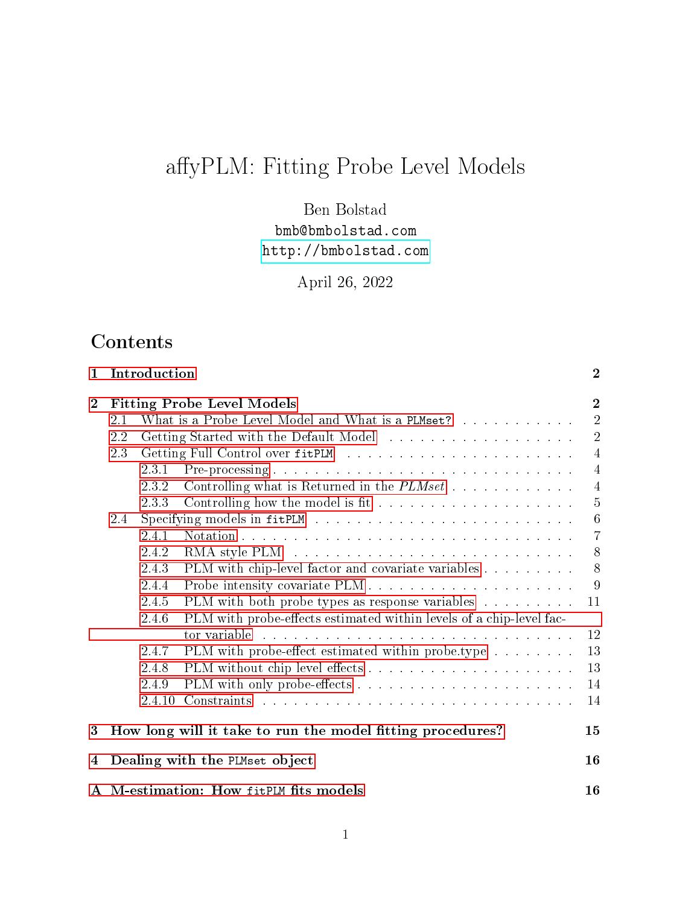# affyPLM: Fitting Probe Level Models

Ben Bolstad

`bmb@bmbolstad.com`

`http://bmbolstad.com`

April 26, 2022

## Contents

- **1 Introduction** — **2**
- **2 Fitting Probe Level Models** — **2**
  - 2.1 What is a Probe Level Model and What is a `PLMset`? — 2
  - 2.2 Getting Started with the Default Model — 2
  - 2.3 Getting Full Control over `fitPLM` — 4
    - 2.3.1 Pre-processing — 4
    - 2.3.2 Controlling what is Returned in the *PLMset* — 4
    - 2.3.3 Controlling how the model is fit — 5
  - 2.4 Specifying models in `fitPLM` — 6
    - 2.4.1 Notation — 7
    - 2.4.2 RMA style PLM — 8
    - 2.4.3 PLM with chip-level factor and covariate variables — 8
    - 2.4.4 Probe intensity covariate PLM — 9
    - 2.4.5 PLM with both probe types as response variables — 11
    - 2.4.6 PLM with probe-effects estimated within levels of a chip-level factor variable — 12
    - 2.4.7 PLM with probe-effect estimated within probe.type — 13
    - 2.4.8 PLM without chip level effects — 13
    - 2.4.9 PLM with only probe-effects — 14
    - 2.4.10 Constraints — 14
- **3 How long will it take to run the model fitting procedures?** — **15**
- **4 Dealing with the `PLMset` object** — **16**
- **A M-estimation: How `fitPLM` fits models** — **16**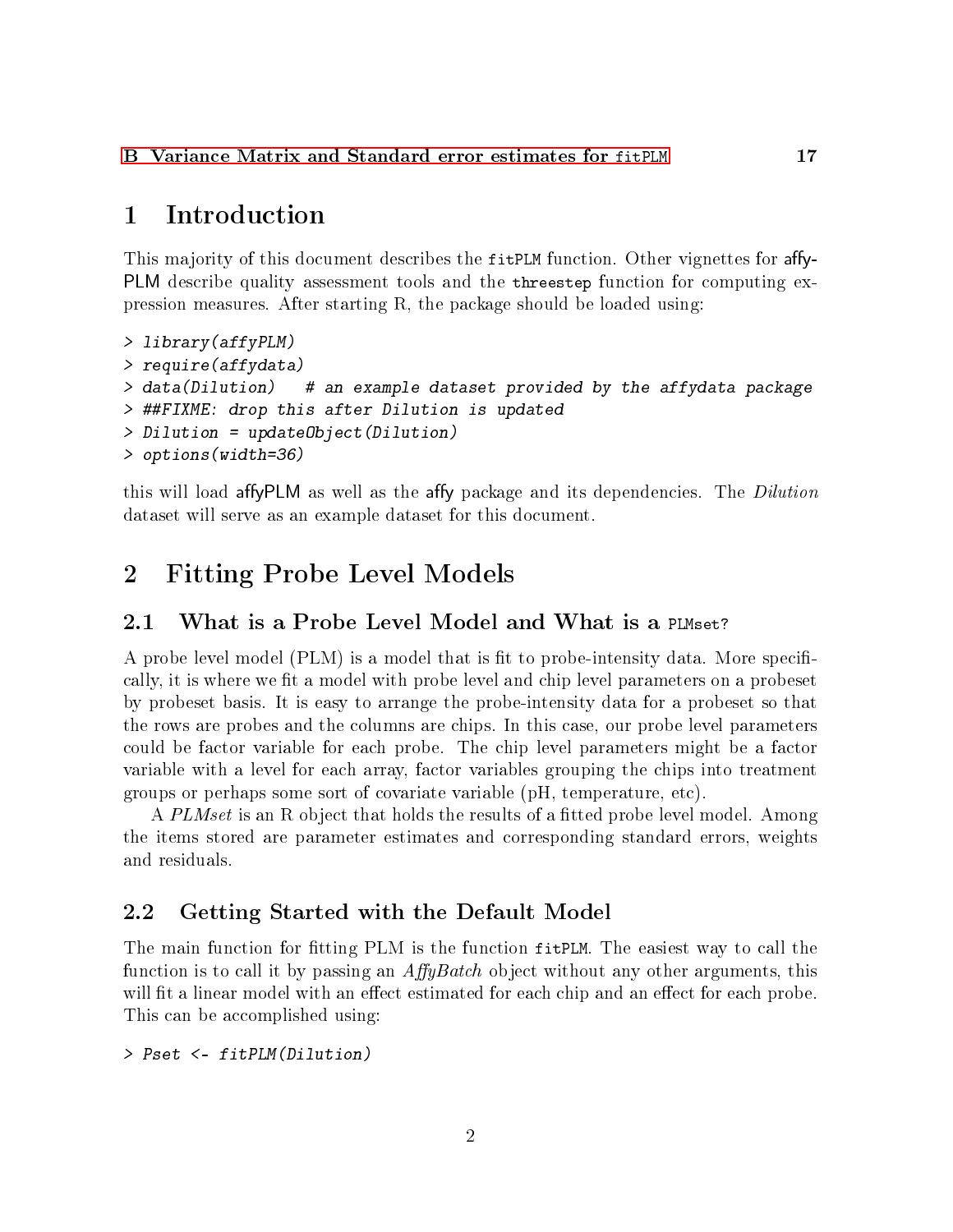B Variance Matrix and Standard error estimates for `fitPLM` 17

# 1 Introduction

This majority of this document describes the `fitPLM` function. Other vignettes for affyPLM describe quality assessment tools and the `threestep` function for computing expression measures. After starting R, the package should be loaded using:

```
> library(affyPLM)
> require(affydata)
> data(Dilution)   # an example dataset provided by the affydata package
> ##FIXME: drop this after Dilution is updated
> Dilution = updateObject(Dilution)
> options(width=36)
```

this will load affyPLM as well as the affy package and its dependencies. The *Dilution* dataset will serve as an example dataset for this document.

# 2 Fitting Probe Level Models

## 2.1 What is a Probe Level Model and What is a `PLMset`?

A probe level model (PLM) is a model that is fit to probe-intensity data. More specifically, it is where we fit a model with probe level and chip level parameters on a probeset by probeset basis. It is easy to arrange the probe-intensity data for a probeset so that the rows are probes and the columns are chips. In this case, our probe level parameters could be factor variable for each probe. The chip level parameters might be a factor variable with a level for each array, factor variables grouping the chips into treatment groups or perhaps some sort of covariate variable (pH, temperature, etc).

A *PLMset* is an R object that holds the results of a fitted probe level model. Among the items stored are parameter estimates and corresponding standard errors, weights and residuals.

## 2.2 Getting Started with the Default Model

The main function for fitting PLM is the function `fitPLM`. The easiest way to call the function is to call it by passing an *AffyBatch* object without any other arguments, this will fit a linear model with an effect estimated for each chip and an effect for each probe. This can be accomplished using:

```
> Pset <- fitPLM(Dilution)
```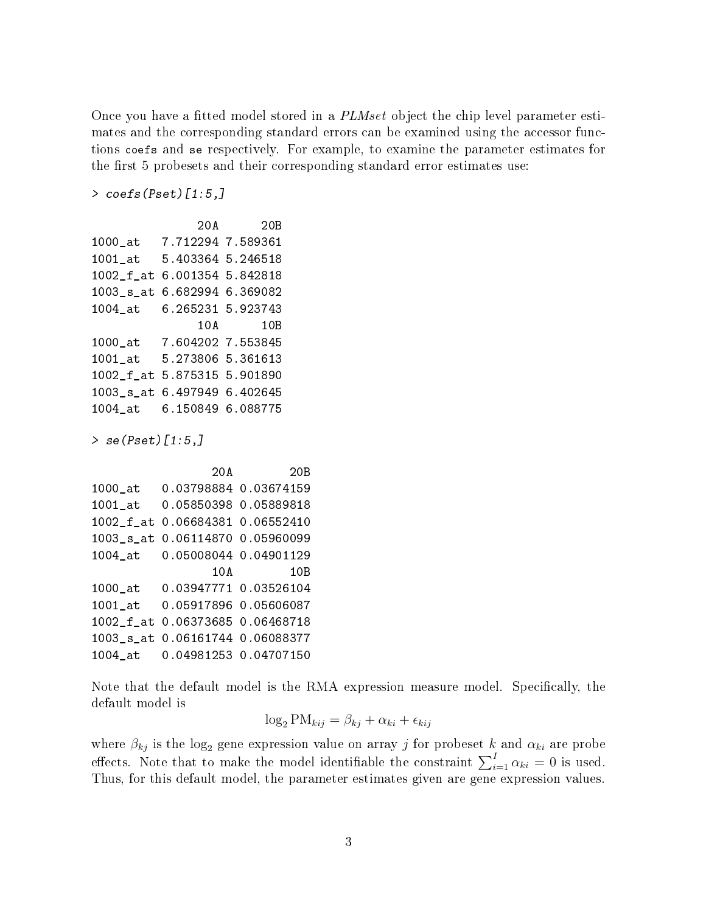Once you have a fitted model stored in a *PLMset* object the chip level parameter estimates and the corresponding standard errors can be examined using the accessor functions `coefs` and `se` respectively. For example, to examine the parameter estimates for the first 5 probesets and their corresponding standard error estimates use:

```
> coefs(Pset)[1:5,]

              20A      20B
1000_at   7.712294 7.589361
1001_at   5.403364 5.246518
1002_f_at 6.001354 5.842818
1003_s_at 6.682994 6.369082
1004_at   6.265231 5.923743
              10A      10B
1000_at   7.604202 7.553845
1001_at   5.273806 5.361613
1002_f_at 5.875315 5.901890
1003_s_at 6.497949 6.402645
1004_at   6.150849 6.088775
```

```
> se(Pset)[1:5,]

                 20A        20B
1000_at   0.03798884 0.03674159
1001_at   0.05850398 0.05889818
1002_f_at 0.06684381 0.06552410
1003_s_at 0.06114870 0.05960099
1004_at   0.05008044 0.04901129
                 10A        10B
1000_at   0.03947771 0.03526104
1001_at   0.05917896 0.05606087
1002_f_at 0.06373685 0.06468718
1003_s_at 0.06161744 0.06088377
1004_at   0.04981253 0.04707150
```

Note that the default model is the RMA expression measure model. Specifically, the default model is

$$\log_2 \mathrm{PM}_{kij} = \beta_{kj} + \alpha_{ki} + \epsilon_{kij}$$

where $\beta_{kj}$ is the $\log_2$ gene expression value on array $j$ for probeset $k$ and $\alpha_{ki}$ are probe effects. Note that to make the model identifiable the constraint $\sum_{i=1}^{I} \alpha_{ki} = 0$ is used. Thus, for this default model, the parameter estimates given are gene expression values.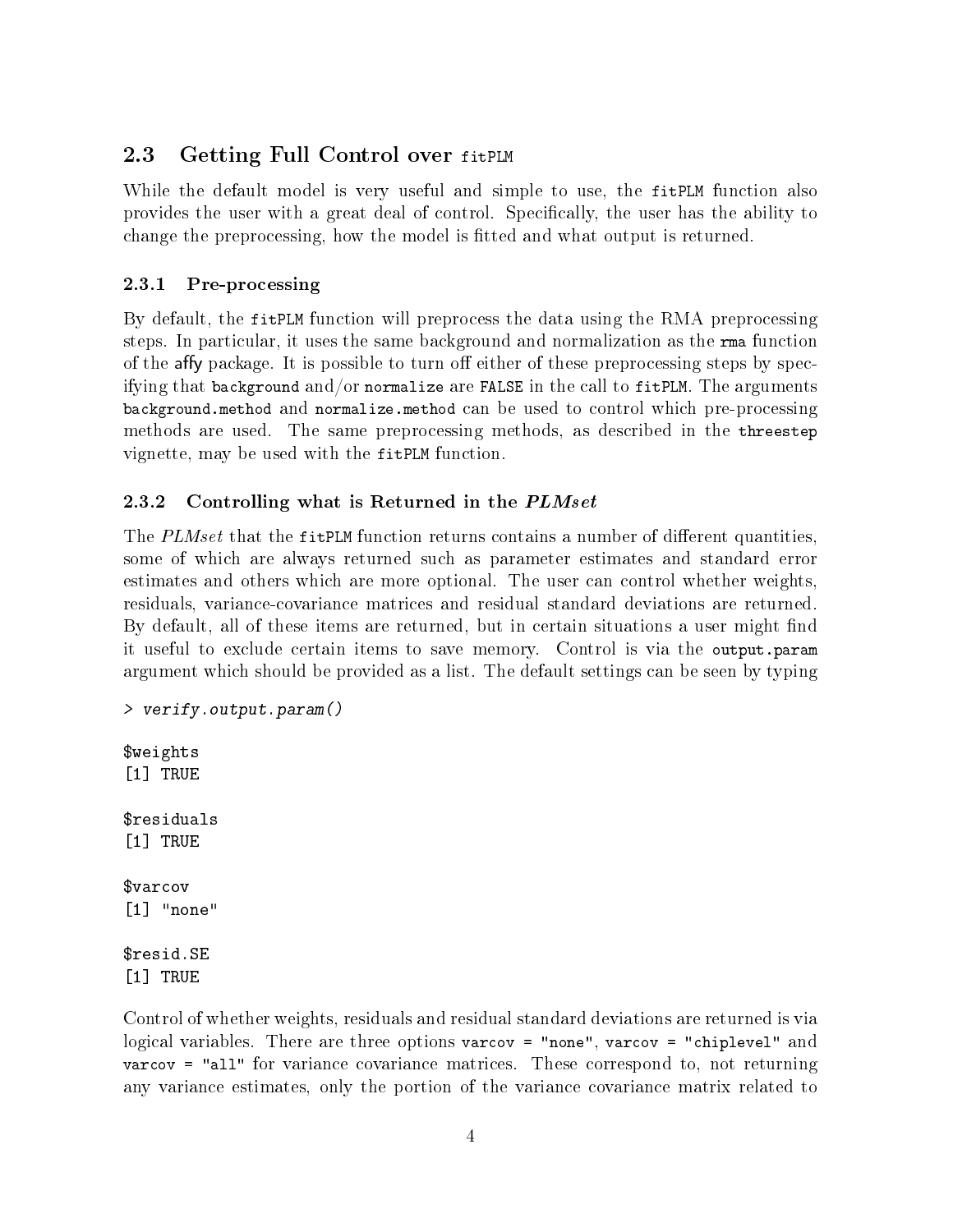## 2.3 Getting Full Control over `fitPLM`

While the default model is very useful and simple to use, the `fitPLM` function also provides the user with a great deal of control. Specifically, the user has the ability to change the preprocessing, how the model is fitted and what output is returned.

### 2.3.1 Pre-processing

By default, the `fitPLM` function will preprocess the data using the RMA preprocessing steps. In particular, it uses the same background and normalization as the `rma` function of the affy package. It is possible to turn off either of these preprocessing steps by specifying that `background` and/or `normalize` are `FALSE` in the call to `fitPLM`. The arguments `background.method` and `normalize.method` can be used to control which pre-processing methods are used. The same preprocessing methods, as described in the `threestep` vignette, may be used with the `fitPLM` function.

### 2.3.2 Controlling what is Returned in the *PLMset*

The *PLMset* that the `fitPLM` function returns contains a number of different quantities, some of which are always returned such as parameter estimates and standard error estimates and others which are more optional. The user can control whether weights, residuals, variance-covariance matrices and residual standard deviations are returned. By default, all of these items are returned, but in certain situations a user might find it useful to exclude certain items to save memory. Control is via the `output.param` argument which should be provided as a list. The default settings can be seen by typing

```
> verify.output.param()

$weights
[1] TRUE

$residuals
[1] TRUE

$varcov
[1] "none"

$resid.SE
[1] TRUE
```

Control of whether weights, residuals and residual standard deviations are returned is via logical variables. There are three options `varcov = "none"`, `varcov = "chiplevel"` and `varcov = "all"` for variance covariance matrices. These correspond to, not returning any variance estimates, only the portion of the variance covariance matrix related to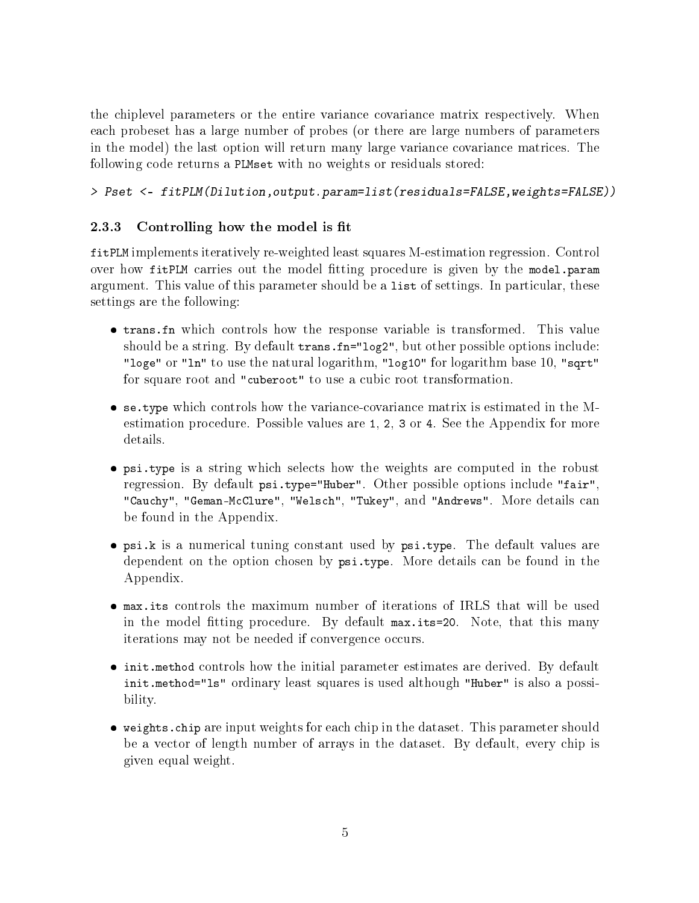the chiplevel parameters or the entire variance covariance matrix respectively. When each probeset has a large number of probes (or there are large numbers of parameters in the model) the last option will return many large variance covariance matrices. The following code returns a `PLMset` with no weights or residuals stored:

```
> Pset <- fitPLM(Dilution,output.param=list(residuals=FALSE,weights=FALSE))
```

#### 2.3.3 Controlling how the model is fit

`fitPLM` implements iteratively re-weighted least squares M-estimation regression. Control over how `fitPLM` carries out the model fitting procedure is given by the `model.param` argument. This value of this parameter should be a `list` of settings. In particular, these settings are the following:

- `trans.fn` which controls how the response variable is transformed. This value should be a string. By default `trans.fn="log2"`, but other possible options include: `"loge"` or `"ln"` to use the natural logarithm, `"log10"` for logarithm base 10, `"sqrt"` for square root and `"cuberoot"` to use a cubic root transformation.

- `se.type` which controls how the variance-covariance matrix is estimated in the M-estimation procedure. Possible values are `1`, `2`, `3` or `4`. See the Appendix for more details.

- `psi.type` is a string which selects how the weights are computed in the robust regression. By default `psi.type="Huber"`. Other possible options include `"fair"`, `"Cauchy"`, `"Geman-McClure"`, `"Welsch"`, `"Tukey"`, and `"Andrews"`. More details can be found in the Appendix.

- `psi.k` is a numerical tuning constant used by `psi.type`. The default values are dependent on the option chosen by `psi.type`. More details can be found in the Appendix.

- `max.its` controls the maximum number of iterations of IRLS that will be used in the model fitting procedure. By default `max.its=20`. Note, that this many iterations may not be needed if convergence occurs.

- `init.method` controls how the initial parameter estimates are derived. By default `init.method="ls"` ordinary least squares is used although `"Huber"` is also a possibility.

- `weights.chip` are input weights for each chip in the dataset. This parameter should be a vector of length number of arrays in the dataset. By default, every chip is given equal weight.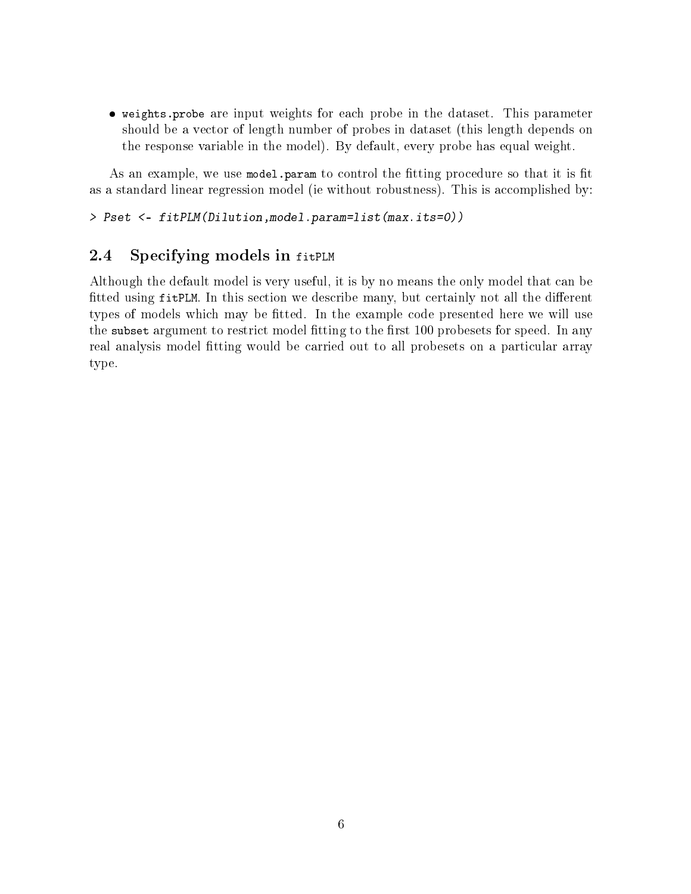- `weights.probe` are input weights for each probe in the dataset. This parameter should be a vector of length number of probes in dataset (this length depends on the response variable in the model). By default, every probe has equal weight.

As an example, we use `model.param` to control the fitting procedure so that it is fit as a standard linear regression model (ie without robustness). This is accomplished by:

```
> Pset <- fitPLM(Dilution,model.param=list(max.its=0))
```

## 2.4 Specifying models in `fitPLM`

Although the default model is very useful, it is by no means the only model that can be fitted using `fitPLM`. In this section we describe many, but certainly not all the different types of models which may be fitted. In the example code presented here we will use the `subset` argument to restrict model fitting to the first 100 probesets for speed. In any real analysis model fitting would be carried out to all probesets on a particular array type.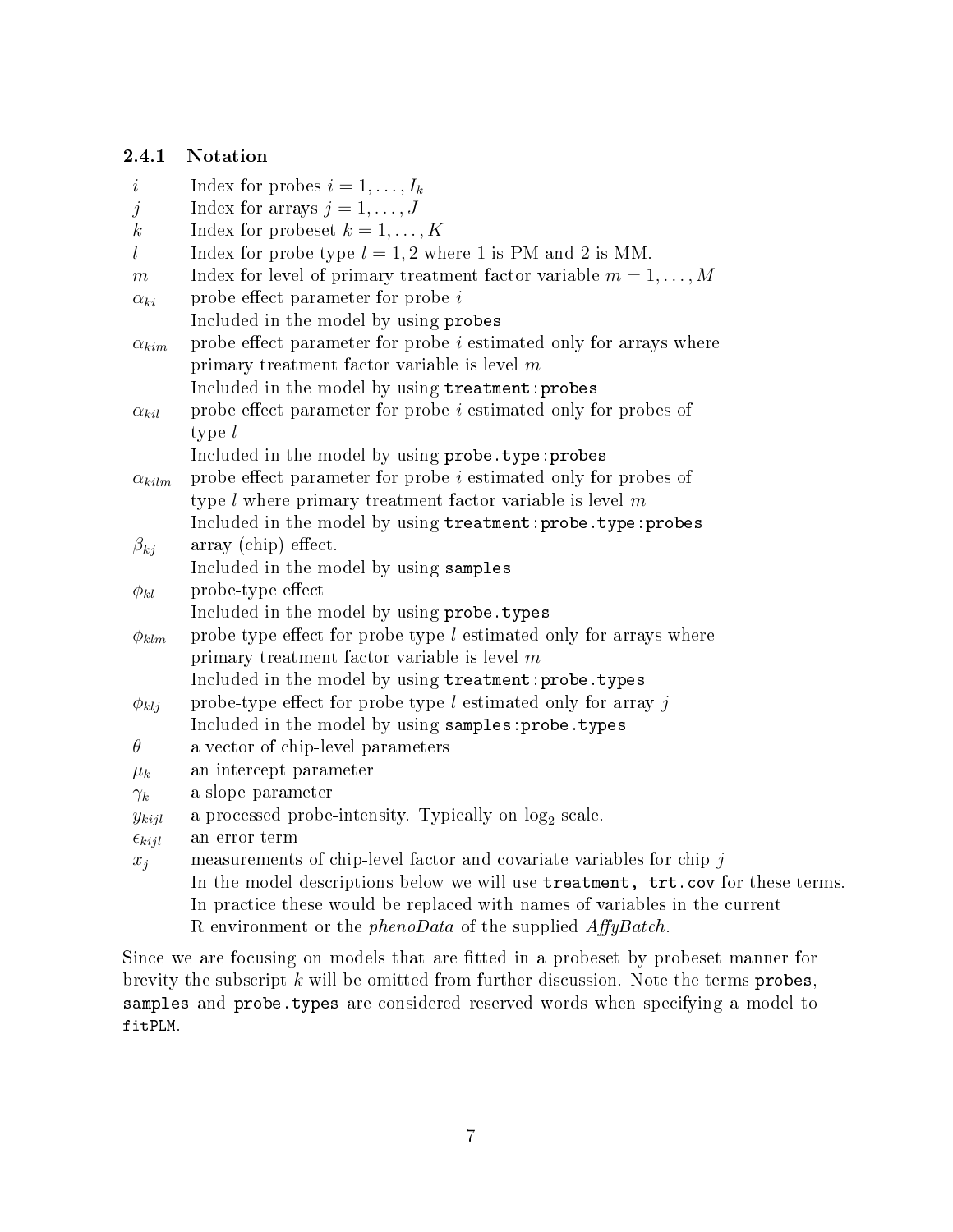#### 2.4.1 Notation

| | |
|---|---|
| $i$ | Index for probes $i = 1, \ldots, I_k$ |
| $j$ | Index for arrays $j = 1, \ldots, J$ |
| $k$ | Index for probeset $k = 1, \ldots, K$ |
| $l$ | Index for probe type $l = 1, 2$ where 1 is PM and 2 is MM. |
| $m$ | Index for level of primary treatment factor variable $m = 1, \ldots, M$ |
| $\alpha_{ki}$ | probe effect parameter for probe $i$<br>Included in the model by using `probes` |
| $\alpha_{kim}$ | probe effect parameter for probe $i$ estimated only for arrays where primary treatment factor variable is level $m$<br>Included in the model by using `treatment:probes` |
| $\alpha_{kil}$ | probe effect parameter for probe $i$ estimated only for probes of type $l$<br>Included in the model by using `probe.type:probes` |
| $\alpha_{kilm}$ | probe effect parameter for probe $i$ estimated only for probes of type $l$ where primary treatment factor variable is level $m$<br>Included in the model by using `treatment:probe.type:probes` |
| $\beta_{kj}$ | array (chip) effect.<br>Included in the model by using `samples` |
| $\phi_{kl}$ | probe-type effect<br>Included in the model by using `probe.types` |
| $\phi_{klm}$ | probe-type effect for probe type $l$ estimated only for arrays where primary treatment factor variable is level $m$<br>Included in the model by using `treatment:probe.types` |
| $\phi_{klj}$ | probe-type effect for probe type $l$ estimated only for array $j$<br>Included in the model by using `samples:probe.types` |
| $\theta$ | a vector of chip-level parameters |
| $\mu_k$ | an intercept parameter |
| $\gamma_k$ | a slope parameter |
| $y_{kijl}$ | a processed probe-intensity. Typically on $\log_2$ scale. |
| $\epsilon_{kijl}$ | an error term |
| $x_j$ | measurements of chip-level factor and covariate variables for chip $j$<br>In the model descriptions below we will use `treatment, trt.cov` for these terms. In practice these would be replaced with names of variables in the current R environment or the *phenoData* of the supplied *AffyBatch*. |

Since we are focusing on models that are fitted in a probeset by probeset manner for brevity the subscript $k$ will be omitted from further discussion. Note the terms `probes`, `samples` and `probe.types` are considered reserved words when specifying a model to `fitPLM`.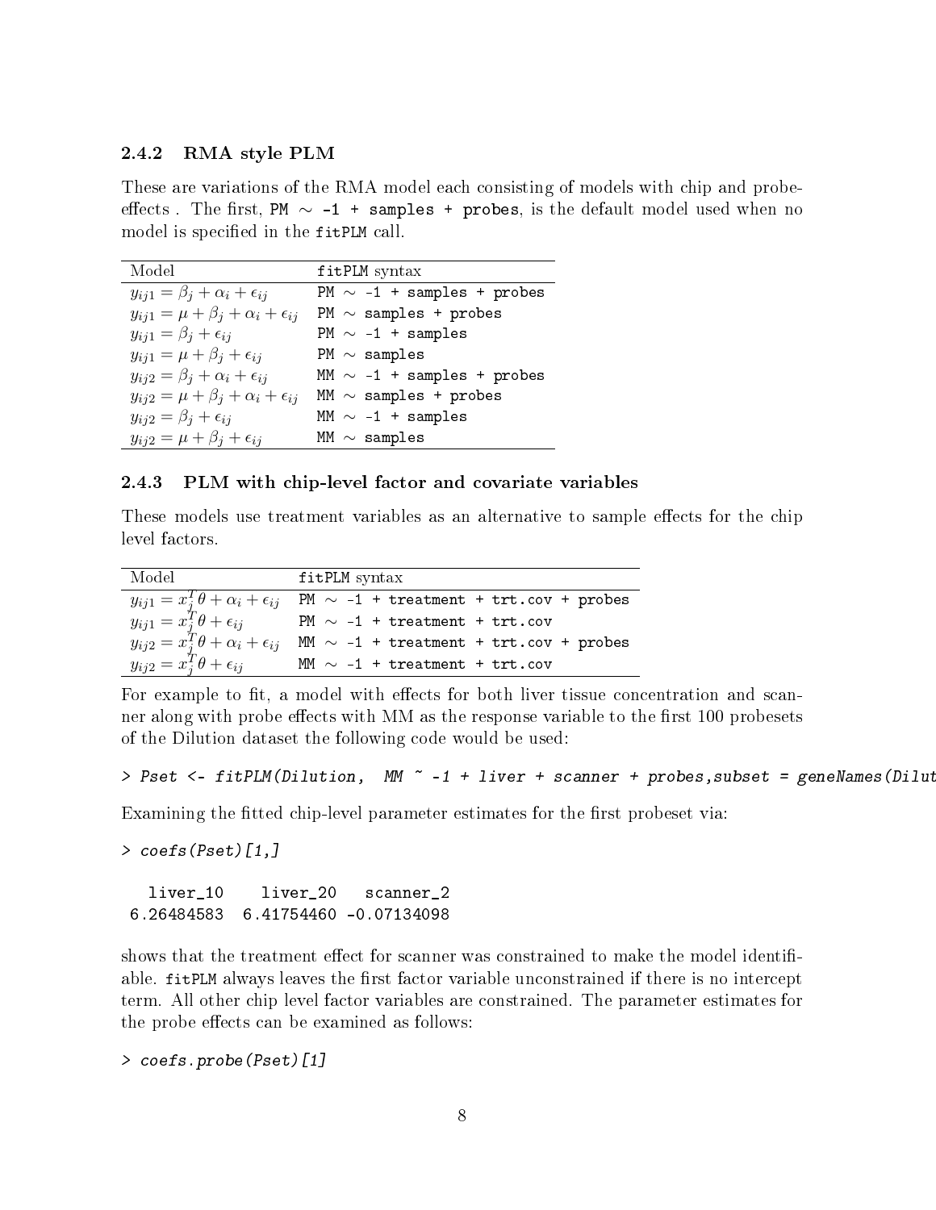### 2.4.2 RMA style PLM

These are variations of the RMA model each consisting of models with chip and probe-effects . The first, `PM ~ -1 + samples + probes`, is the default model used when no model is specified in the `fitPLM` call.

| Model | `fitPLM` syntax |
|---|---|
| $y_{ij1} = \beta_j + \alpha_i + \epsilon_{ij}$ | `PM ~ -1 + samples + probes` |
| $y_{ij1} = \mu + \beta_j + \alpha_i + \epsilon_{ij}$ | `PM ~ samples + probes` |
| $y_{ij1} = \beta_j + \epsilon_{ij}$ | `PM ~ -1 + samples` |
| $y_{ij1} = \mu + \beta_j + \epsilon_{ij}$ | `PM ~ samples` |
| $y_{ij2} = \beta_j + \alpha_i + \epsilon_{ij}$ | `MM ~ -1 + samples + probes` |
| $y_{ij2} = \mu + \beta_j + \alpha_i + \epsilon_{ij}$ | `MM ~ samples + probes` |
| $y_{ij2} = \beta_j + \epsilon_{ij}$ | `MM ~ -1 + samples` |
| $y_{ij2} = \mu + \beta_j + \epsilon_{ij}$ | `MM ~ samples` |

### 2.4.3 PLM with chip-level factor and covariate variables

These models use treatment variables as an alternative to sample effects for the chip level factors.

| Model | `fitPLM` syntax |
|---|---|
| $y_{ij1} = x_j^T \theta + \alpha_i + \epsilon_{ij}$ | `PM ~ -1 + treatment + trt.cov + probes` |
| $y_{ij1} = x_j^T \theta + \epsilon_{ij}$ | `PM ~ -1 + treatment + trt.cov` |
| $y_{ij2} = x_j^T \theta + \alpha_i + \epsilon_{ij}$ | `MM ~ -1 + treatment + trt.cov + probes` |
| $y_{ij2} = x_j^T \theta + \epsilon_{ij}$ | `MM ~ -1 + treatment + trt.cov` |

For example to fit, a model with effects for both liver tissue concentration and scanner along with probe effects with MM as the response variable to the first 100 probesets of the Dilution dataset the following code would be used:

```
> Pset <- fitPLM(Dilution,  MM ~ -1 + liver + scanner + probes,subset = geneNames(Dilut
```

Examining the fitted chip-level parameter estimates for the first probeset via:

```
> coefs(Pset)[1,]

   liver_10    liver_20   scanner_2
 6.26484583  6.41754460 -0.07134098
```

shows that the treatment effect for scanner was constrained to make the model identifiable. `fitPLM` always leaves the first factor variable unconstrained if there is no intercept term. All other chip level factor variables are constrained. The parameter estimates for the probe effects can be examined as follows:

```
> coefs.probe(Pset)[1]
```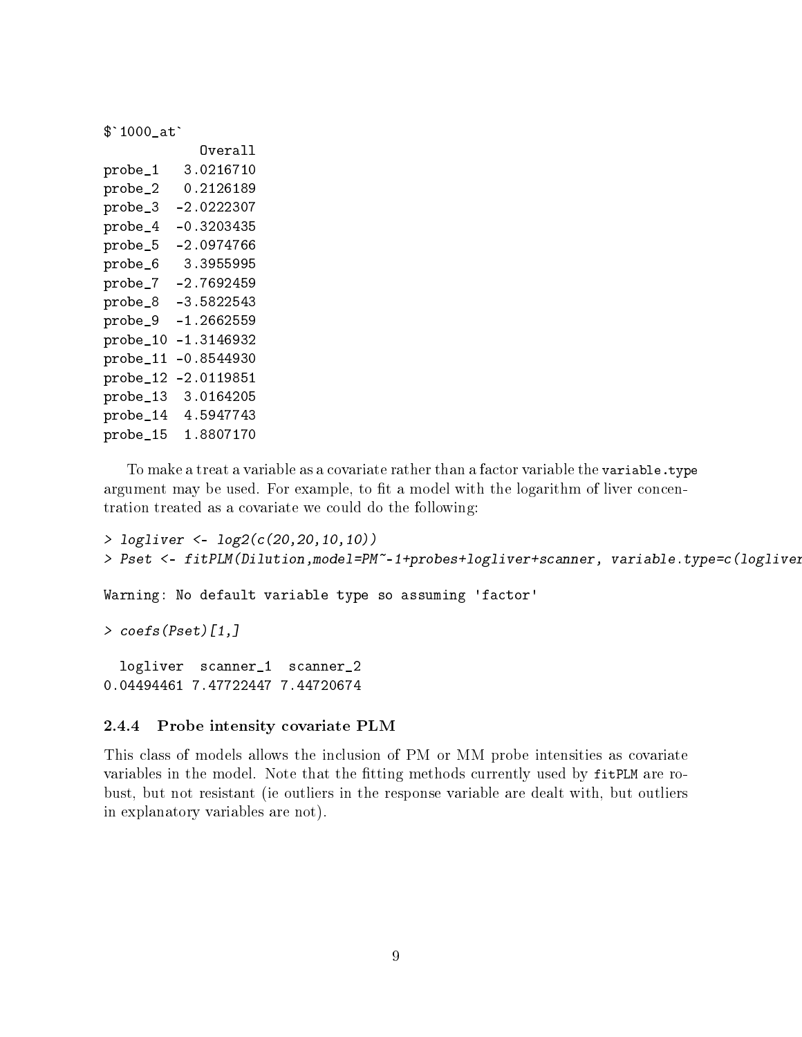```
$`1000_at`
             Overall
probe_1    3.0216710
probe_2    0.2126189
probe_3   -2.0222307
probe_4   -0.3203435
probe_5   -2.0974766
probe_6    3.3955995
probe_7   -2.7692459
probe_8   -3.5822543
probe_9   -1.2662559
probe_10  -1.3146932
probe_11  -0.8544930
probe_12  -2.0119851
probe_13   3.0164205
probe_14   4.5947743
probe_15   1.8807170
```

To make a treat a variable as a covariate rather than a factor variable the `variable.type` argument may be used. For example, to fit a model with the logarithm of liver concentration treated as a covariate we could do the following:

```
> logliver <- log2(c(20,20,10,10))
> Pset <- fitPLM(Dilution,model=PM~-1+probes+logliver+scanner, variable.type=c(logliver

Warning: No default variable type so assuming 'factor'

> coefs(Pset)[1,]

  logliver  scanner_1  scanner_2
0.04494461 7.47722447 7.44720674
```

### 2.4.4 Probe intensity covariate PLM

This class of models allows the inclusion of PM or MM probe intensities as covariate variables in the model. Note that the fitting methods currently used by `fitPLM` are robust, but not resistant (ie outliers in the response variable are dealt with, but outliers in explanatory variables are not).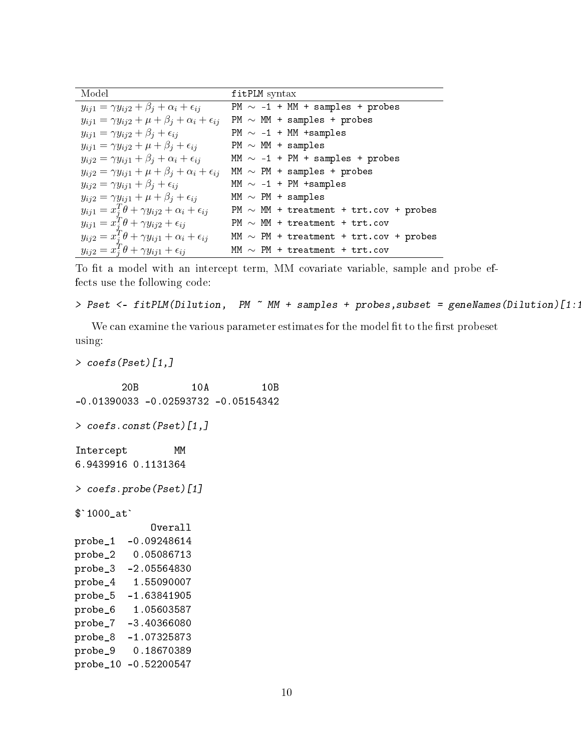| Model | fitPLM syntax |
|---|---|
| $y_{ij1} = \gamma y_{ij2} + \beta_j + \alpha_i + \epsilon_{ij}$ | `PM ~ -1 + MM + samples + probes` |
| $y_{ij1} = \gamma y_{ij2} + \mu + \beta_j + \alpha_i + \epsilon_{ij}$ | `PM ~ MM + samples + probes` |
| $y_{ij1} = \gamma y_{ij2} + \beta_j + \epsilon_{ij}$ | `PM ~ -1 + MM +samples` |
| $y_{ij1} = \gamma y_{ij2} + \mu + \beta_j + \epsilon_{ij}$ | `PM ~ MM + samples` |
| $y_{ij2} = \gamma y_{ij1} + \beta_j + \alpha_i + \epsilon_{ij}$ | `MM ~ -1 + PM + samples + probes` |
| $y_{ij2} = \gamma y_{ij1} + \mu + \beta_j + \alpha_i + \epsilon_{ij}$ | `MM ~ PM + samples + probes` |
| $y_{ij2} = \gamma y_{ij1} + \beta_j + \epsilon_{ij}$ | `MM ~ -1 + PM +samples` |
| $y_{ij2} = \gamma y_{ij1} + \mu + \beta_j + \epsilon_{ij}$ | `MM ~ PM + samples` |
| $y_{ij1} = x_j^T\theta + \gamma y_{ij2} + \alpha_i + \epsilon_{ij}$ | `PM ~ MM + treatment + trt.cov + probes` |
| $y_{ij1} = x_j^T\theta + \gamma y_{ij2} + \epsilon_{ij}$ | `PM ~ MM + treatment + trt.cov` |
| $y_{ij2} = x_j^T\theta + \gamma y_{ij1} + \alpha_i + \epsilon_{ij}$ | `MM ~ PM + treatment + trt.cov + probes` |
| $y_{ij2} = x_j^T\theta + \gamma y_{ij1} + \epsilon_{ij}$ | `MM ~ PM + treatment + trt.cov` |

To fit a model with an intercept term, MM covariate variable, sample and probe effects use the following code:

```
> Pset <- fitPLM(Dilution,  PM ~ MM + samples + probes,subset = geneNames(Dilution)[1:1
```

We can examine the various parameter estimates for the model fit to the first probeset using:

```
> coefs(Pset)[1,]

        20B         10A         10B 
-0.01390033 -0.02593732 -0.05154342 

> coefs.const(Pset)[1,]

Intercept        MM 
6.9439916 0.1131364 

> coefs.probe(Pset)[1]

$`1000_at`
             Overall
probe_1  -0.09248614
probe_2   0.05086713
probe_3  -2.05564830
probe_4   1.55090007
probe_5  -1.63841905
probe_6   1.05603587
probe_7  -3.40366080
probe_8  -1.07325873
probe_9   0.18670389
probe_10 -0.52200547
```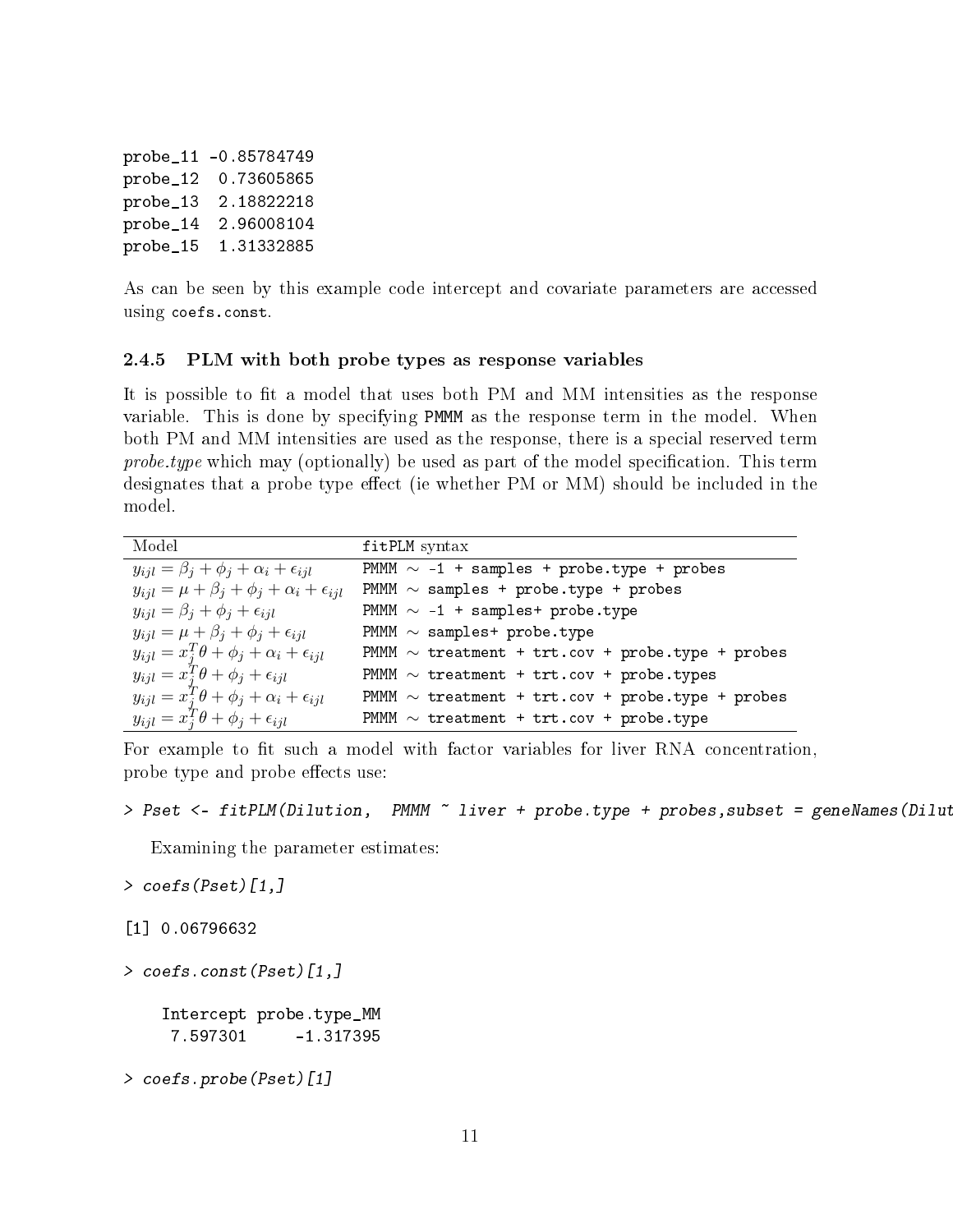```
probe_11 -0.85784749
probe_12  0.73605865
probe_13  2.18822218
probe_14  2.96008104
probe_15  1.31332885
```

As can be seen by this example code intercept and covariate parameters are accessed using `coefs.const`.

### 2.4.5 PLM with both probe types as response variables

It is possible to fit a model that uses both PM and MM intensities as the response variable. This is done by specifying `PMMM` as the response term in the model. When both PM and MM intensities are used as the response, there is a special reserved term *probe.type* which may (optionally) be used as part of the model specification. This term designates that a probe type effect (ie whether PM or MM) should be included in the model.

| Model | `fitPLM` syntax |
|---|---|
| $y_{ijl} = \beta_j + \phi_j + \alpha_i + \epsilon_{ijl}$ | `PMMM ~ -1 + samples + probe.type + probes` |
| $y_{ijl} = \mu + \beta_j + \phi_j + \alpha_i + \epsilon_{ijl}$ | `PMMM ~ samples + probe.type + probes` |
| $y_{ijl} = \beta_j + \phi_j + \epsilon_{ijl}$ | `PMMM ~ -1 + samples+ probe.type` |
| $y_{ijl} = \mu + \beta_j + \phi_j + \epsilon_{ijl}$ | `PMMM ~ samples+ probe.type` |
| $y_{ijl} = x_j^T\theta + \phi_j + \alpha_i + \epsilon_{ijl}$ | `PMMM ~ treatment + trt.cov + probe.type + probes` |
| $y_{ijl} = x_j^T\theta + \phi_j + \epsilon_{ijl}$ | `PMMM ~ treatment + trt.cov + probe.types` |
| $y_{ijl} = x_j^T\theta + \phi_j + \alpha_i + \epsilon_{ijl}$ | `PMMM ~ treatment + trt.cov + probe.type + probes` |
| $y_{ijl} = x_j^T\theta + \phi_j + \epsilon_{ijl}$ | `PMMM ~ treatment + trt.cov + probe.type` |

For example to fit such a model with factor variables for liver RNA concentration, probe type and probe effects use:

```
> Pset <- fitPLM(Dilution,  PMMM ~ liver + probe.type + probes,subset = geneNames(Dilut
```

Examining the parameter estimates:

```
> coefs(Pset)[1,]

[1] 0.06796632

> coefs.const(Pset)[1,]

   Intercept probe.type_MM
    7.597301     -1.317395

> coefs.probe(Pset)[1]
```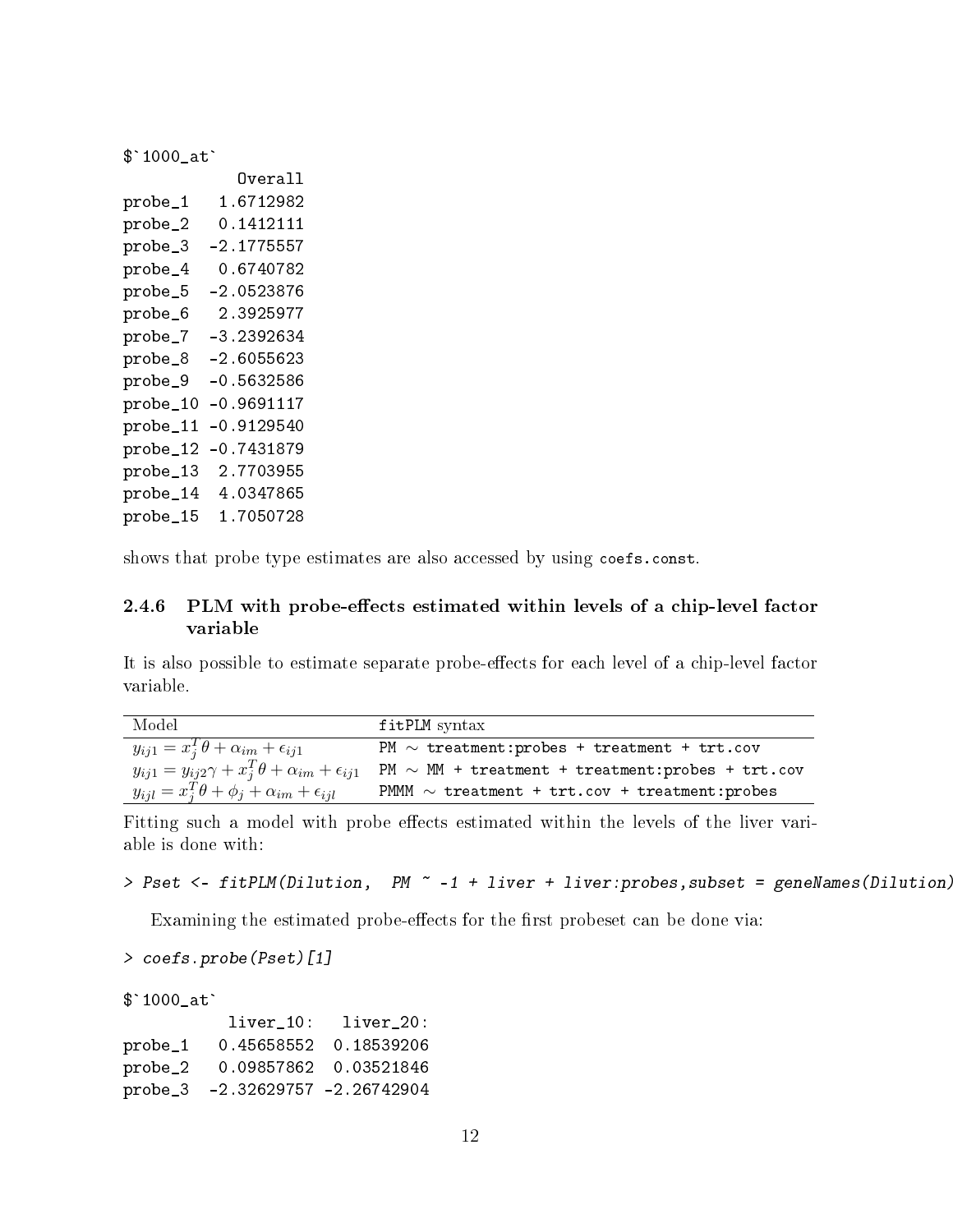```
$`1000_at`
            Overall
probe_1   1.6712982
probe_2   0.1412111
probe_3  -2.1775557
probe_4   0.6740782
probe_5  -2.0523876
probe_6   2.3925977
probe_7  -3.2392634
probe_8  -2.6055623
probe_9  -0.5632586
probe_10 -0.9691117
probe_11 -0.9129540
probe_12 -0.7431879
probe_13  2.7703955
probe_14  4.0347865
probe_15  1.7050728
```

shows that probe type estimates are also accessed by using `coefs.const`.

### 2.4.6 PLM with probe-effects estimated within levels of a chip-level factor variable

It is also possible to estimate separate probe-effects for each level of a chip-level factor variable.

| Model | fitPLM syntax |
|---|---|
| $y_{ij1} = x_j^T\theta + \alpha_{im} + \epsilon_{ij1}$ | `PM ~ treatment:probes + treatment + trt.cov` |
| $y_{ij1} = y_{ij2}\gamma + x_j^T\theta + \alpha_{im} + \epsilon_{ij1}$ | `PM ~ MM + treatment + treatment:probes + trt.cov` |
| $y_{ijl} = x_j^T\theta + \phi_j + \alpha_{im} + \epsilon_{ijl}$ | `PMMM ~ treatment + trt.cov + treatment:probes` |

Fitting such a model with probe effects estimated within the levels of the liver variable is done with:

```
> Pset <- fitPLM(Dilution,  PM ~ -1 + liver + liver:probes,subset = geneNames(Dilution)
```

Examining the estimated probe-effects for the first probeset can be done via:

```
> coefs.probe(Pset)[1]

$`1000_at`
           liver_10:   liver_20:
probe_1   0.45658552  0.18539206
probe_2   0.09857862  0.03521846
probe_3  -2.32629757 -2.26742904
```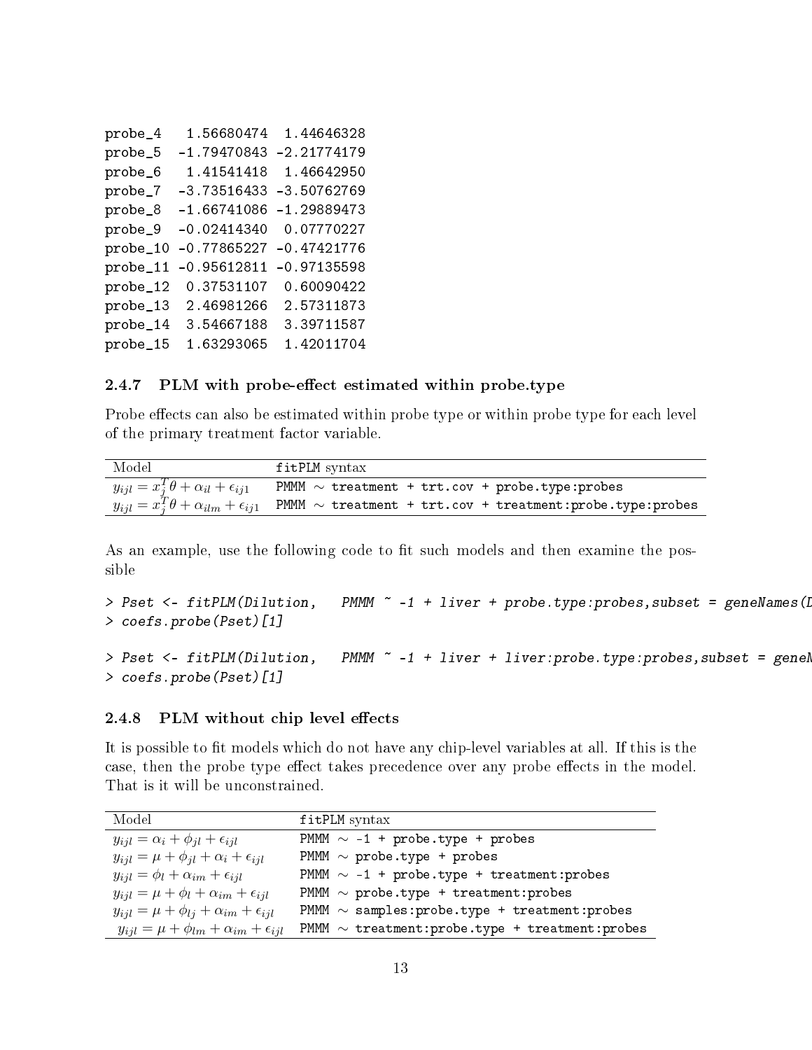```
probe_4   1.56680474  1.44646328
probe_5  -1.79470843 -2.21774179
probe_6   1.41541418  1.46642950
probe_7  -3.73516433 -3.50762769
probe_8  -1.66741086 -1.29889473
probe_9  -0.02414340  0.07770227
probe_10 -0.77865227 -0.47421776
probe_11 -0.95612811 -0.97135598
probe_12  0.37531107  0.60090422
probe_13  2.46981266  2.57311873
probe_14  3.54667188  3.39711587
probe_15  1.63293065  1.42011704
```

### 2.4.7 PLM with probe-effect estimated within probe.type

Probe effects can also be estimated within probe type or within probe type for each level of the primary treatment factor variable.

| Model | fitPLM syntax |
|---|---|
| $y_{ijl} = x_j^T\theta + \alpha_{il} + \epsilon_{ij1}$ | `PMMM ~ treatment + trt.cov + probe.type:probes` |
| $y_{ijl} = x_j^T\theta + \alpha_{ilm} + \epsilon_{ij1}$ | `PMMM ~ treatment + trt.cov + treatment:probe.type:probes` |

As an example, use the following code to fit such models and then examine the possible

```
> Pset <- fitPLM(Dilution,   PMMM ~ -1 + liver + probe.type:probes,subset = geneNames(D
> coefs.probe(Pset)[1]

> Pset <- fitPLM(Dilution,   PMMM ~ -1 + liver + liver:probe.type:probes,subset = geneN
> coefs.probe(Pset)[1]
```

### 2.4.8 PLM without chip level effects

It is possible to fit models which do not have any chip-level variables at all. If this is the case, then the probe type effect takes precedence over any probe effects in the model. That is it will be unconstrained.

| Model | fitPLM syntax |
|---|---|
| $y_{ijl} = \alpha_i + \phi_{jl} + \epsilon_{ijl}$ | `PMMM ~ -1 + probe.type + probes` |
| $y_{ijl} = \mu + \phi_{jl} + \alpha_i + \epsilon_{ijl}$ | `PMMM ~ probe.type + probes` |
| $y_{ijl} = \phi_l + \alpha_{im} + \epsilon_{ijl}$ | `PMMM ~ -1 + probe.type + treatment:probes` |
| $y_{ijl} = \mu + \phi_l + \alpha_{im} + \epsilon_{ijl}$ | `PMMM ~ probe.type + treatment:probes` |
| $y_{ijl} = \mu + \phi_{lj} + \alpha_{im} + \epsilon_{ijl}$ | `PMMM ~ samples:probe.type + treatment:probes` |
| $y_{ijl} = \mu + \phi_{lm} + \alpha_{im} + \epsilon_{ijl}$ | `PMMM ~ treatment:probe.type + treatment:probes` |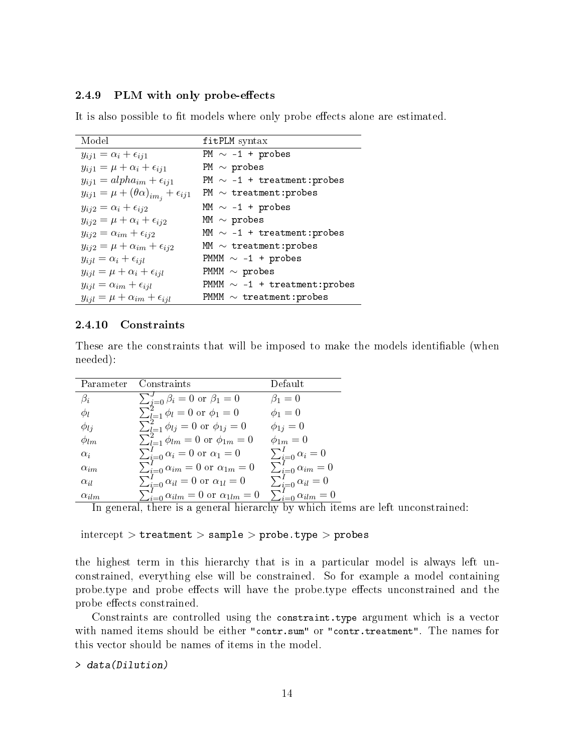### 2.4.9 PLM with only probe-effects

It is also possible to fit models where only probe effects alone are estimated.

| Model | fitPLM syntax |
|---|---|
| $y_{ij1} = \alpha_i + \epsilon_{ij1}$ | `PM ~ -1 + probes` |
| $y_{ij1} = \mu + \alpha_i + \epsilon_{ij1}$ | `PM ~ probes` |
| $y_{ij1} = alpha_{im} + \epsilon_{ij1}$ | `PM ~ -1 + treatment:probes` |
| $y_{ij1} = \mu + (\theta\alpha)_{im_j} + \epsilon_{ij1}$ | `PM ~ treatment:probes` |
| $y_{ij2} = \alpha_i + \epsilon_{ij2}$ | `MM ~ -1 + probes` |
| $y_{ij2} = \mu + \alpha_i + \epsilon_{ij2}$ | `MM ~ probes` |
| $y_{ij2} = \alpha_{im} + \epsilon_{ij2}$ | `MM ~ -1 + treatment:probes` |
| $y_{ij2} = \mu + \alpha_{im} + \epsilon_{ij2}$ | `MM ~ treatment:probes` |
| $y_{ijl} = \alpha_i + \epsilon_{ijl}$ | `PMMM ~ -1 + probes` |
| $y_{ijl} = \mu + \alpha_i + \epsilon_{ijl}$ | `PMMM ~ probes` |
| $y_{ijl} = \alpha_{im} + \epsilon_{ijl}$ | `PMMM ~ -1 + treatment:probes` |
| $y_{ijl} = \mu + \alpha_{im} + \epsilon_{ijl}$ | `PMMM ~ treatment:probes` |

### 2.4.10 Constraints

These are the constraints that will be imposed to make the models identifiable (when needed):

| Parameter | Constraints | Default |
|---|---|---|
| $\beta_i$ | $\sum_{j=0}^{J} \beta_i = 0$ or $\beta_1 = 0$ | $\beta_1 = 0$ |
| $\phi_l$ | $\sum_{l=1}^{2} \phi_l = 0$ or $\phi_1 = 0$ | $\phi_1 = 0$ |
| $\phi_{lj}$ | $\sum_{l=1}^{2} \phi_{lj} = 0$ or $\phi_{1j} = 0$ | $\phi_{1j} = 0$ |
| $\phi_{lm}$ | $\sum_{l=1}^{2} \phi_{lm} = 0$ or $\phi_{1m} = 0$ | $\phi_{1m} = 0$ |
| $\alpha_i$ | $\sum_{i=0}^{I} \alpha_i = 0$ or $\alpha_1 = 0$ | $\sum_{i=0}^{I} \alpha_i = 0$ |
| $\alpha_{im}$ | $\sum_{i=0}^{I} \alpha_{im} = 0$ or $\alpha_{1m} = 0$ | $\sum_{i=0}^{I} \alpha_{im} = 0$ |
| $\alpha_{il}$ | $\sum_{i=0}^{I} \alpha_{il} = 0$ or $\alpha_{1l} = 0$ | $\sum_{i=0}^{I} \alpha_{il} = 0$ |
| $\alpha_{ilm}$ | $\sum_{i=0}^{I} \alpha_{ilm} = 0$ or $\alpha_{1lm} = 0$ | $\sum_{i=0}^{I} \alpha_{ilm} = 0$ |

In general, there is a general hierarchy by which items are left unconstrained:

intercept > `treatment` > `sample` > `probe.type` > `probes`

the highest term in this hierarchy that is in a particular model is always left unconstrained, everything else will be constrained. So for example a model containing probe.type and probe effects will have the probe.type effects unconstrained and the probe effects constrained.

Constraints are controlled using the `constraint.type` argument which is a vector with named items should be either `"contr.sum"` or `"contr.treatment"`. The names for this vector should be names of items in the model.

```
> data(Dilution)
```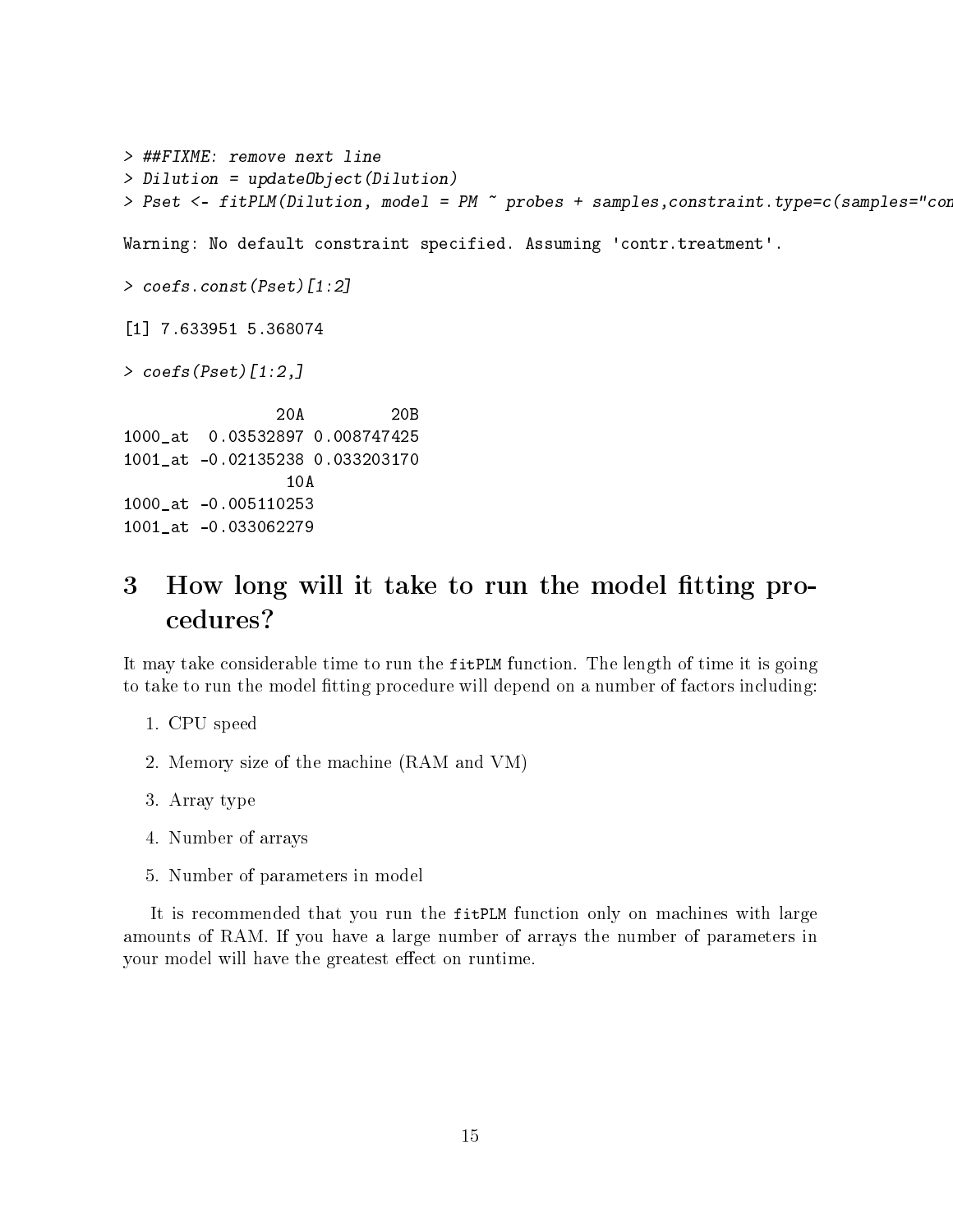```
> ##FIXME: remove next line
> Dilution = updateObject(Dilution)
> Pset <- fitPLM(Dilution, model = PM ~ probes + samples,constraint.type=c(samples="con

Warning: No default constraint specified. Assuming 'contr.treatment'.

> coefs.const(Pset)[1:2]

[1] 7.633951 5.368074

> coefs(Pset)[1:2,]

                20A         20B
1000_at  0.03532897 0.008747425
1001_at -0.02135238 0.033203170
                 10A
1000_at -0.005110253
1001_at -0.033062279
```

# 3 How long will it take to run the model fitting procedures?

It may take considerable time to run the `fitPLM` function. The length of time it is going to take to run the model fitting procedure will depend on a number of factors including:

1. CPU speed
2. Memory size of the machine (RAM and VM)
3. Array type
4. Number of arrays
5. Number of parameters in model

It is recommended that you run the `fitPLM` function only on machines with large amounts of RAM. If you have a large number of arrays the number of parameters in your model will have the greatest effect on runtime.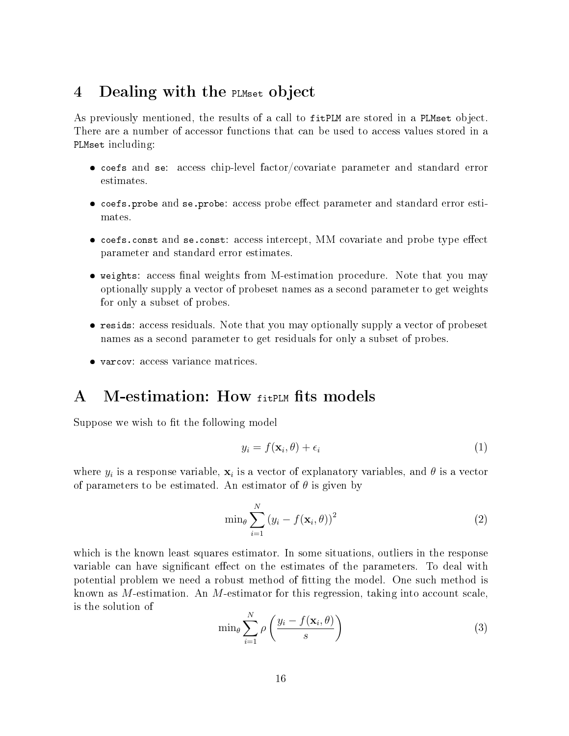# 4 Dealing with the `PLMset` object

As previously mentioned, the results of a call to `fitPLM` are stored in a `PLMset` object. There are a number of accessor functions that can be used to access values stored in a `PLMset` including:

- `coefs` and `se`: access chip-level factor/covariate parameter and standard error estimates.
- `coefs.probe` and `se.probe`: access probe effect parameter and standard error estimates.
- `coefs.const` and `se.const`: access intercept, MM covariate and probe type effect parameter and standard error estimates.
- `weights`: access final weights from M-estimation procedure. Note that you may optionally supply a vector of probeset names as a second parameter to get weights for only a subset of probes.
- `resids`: access residuals. Note that you may optionally supply a vector of probeset names as a second parameter to get residuals for only a subset of probes.
- `varcov`: access variance matrices.

# A M-estimation: How `fitPLM` fits models

Suppose we wish to fit the following model

$$y_i = f(\mathbf{x}_i, \theta) + \epsilon_i \tag{1}$$

where $y_i$ is a response variable, $\mathbf{x}_i$ is a vector of explanatory variables, and $\theta$ is a vector of parameters to be estimated. An estimator of $\theta$ is given by

$$\min_\theta \sum_{i=1}^{N} \left(y_i - f(\mathbf{x}_i, \theta)\right)^2 \tag{2}$$

which is the known least squares estimator. In some situations, outliers in the response variable can have significant effect on the estimates of the parameters. To deal with potential problem we need a robust method of fitting the model. One such method is known as *M*-estimation. An *M*-estimator for this regression, taking into account scale, is the solution of

$$\min_\theta \sum_{i=1}^{N} \rho\left(\frac{y_i - f(\mathbf{x}_i, \theta)}{s}\right) \tag{3}$$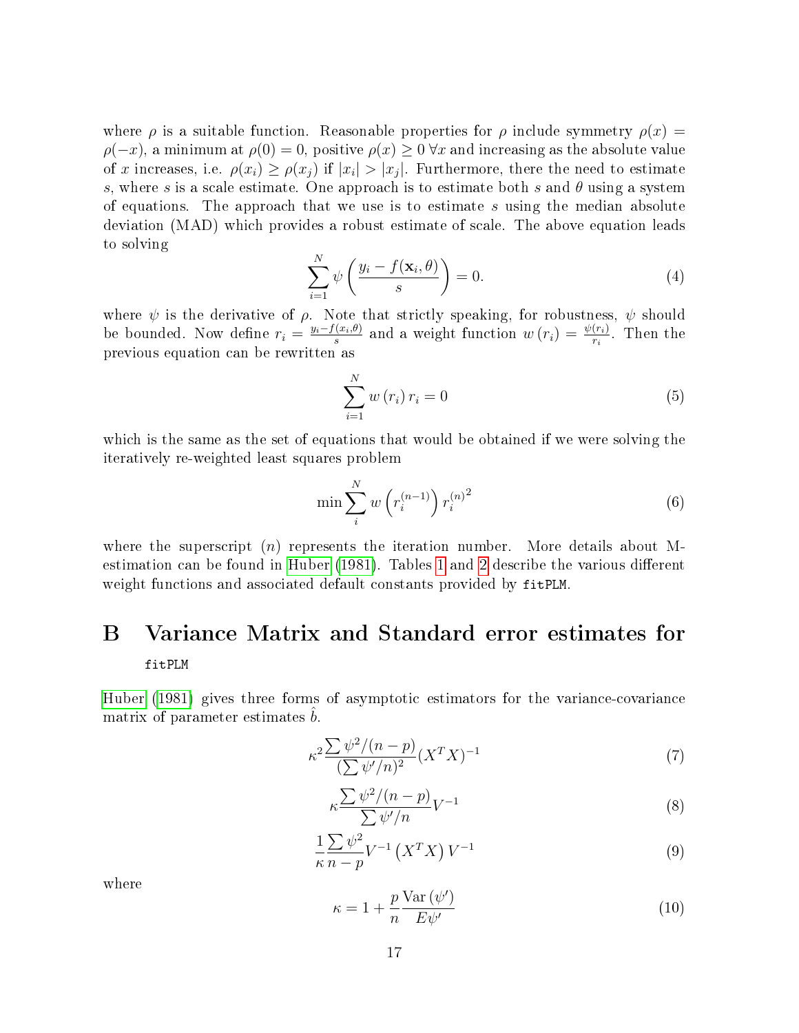where $\rho$ is a suitable function. Reasonable properties for $\rho$ include symmetry $\rho(x) = \rho(-x)$, a minimum at $\rho(0) = 0$, positive $\rho(x) \geq 0 \; \forall x$ and increasing as the absolute value of $x$ increases, i.e. $\rho(x_i) \geq \rho(x_j)$ if $|x_i| > |x_j|$. Furthermore, there the need to estimate $s$, where $s$ is a scale estimate. One approach is to estimate both $s$ and $\theta$ using a system of equations. The approach that we use is to estimate $s$ using the median absolute deviation (MAD) which provides a robust estimate of scale. The above equation leads to solving

$$\sum_{i=1}^{N} \psi \left( \frac{y_i - f(\mathbf{x}_i, \theta)}{s} \right) = 0. \tag{4}$$

where $\psi$ is the derivative of $\rho$. Note that strictly speaking, for robustness, $\psi$ should be bounded. Now define $r_i = \frac{y_i - f(x_i, \theta)}{s}$ and a weight function $w(r_i) = \frac{\psi(r_i)}{r_i}$. Then the previous equation can be rewritten as

$$\sum_{i=1}^{N} w(r_i) \, r_i = 0 \tag{5}$$

which is the same as the set of equations that would be obtained if we were solving the iteratively re-weighted least squares problem

$$\min \sum_{i}^{N} w\left(r_i^{(n-1)}\right) {r_i^{(n)}}^2 \tag{6}$$

where the superscript $(n)$ represents the iteration number. More details about M-estimation can be found in Huber (1981). Tables 1 and 2 describe the various different weight functions and associated default constants provided by `fitPLM`.

# B Variance Matrix and Standard error estimates for `fitPLM`

Huber (1981) gives three forms of asymptotic estimators for the variance-covariance matrix of parameter estimates $\hat{b}$.

$$\kappa^2 \frac{\sum \psi^2/(n-p)}{(\sum \psi'/n)^2} (X^T X)^{-1} \tag{7}$$

$$\kappa \frac{\sum \psi^2/(n-p)}{\sum \psi'/n} V^{-1} \tag{8}$$

$$\frac{1}{\kappa} \frac{\sum \psi^2}{n-p} V^{-1} \left(X^T X\right) V^{-1} \tag{9}$$

where

$$\kappa = 1 + \frac{p}{n} \frac{\mathrm{Var}\left(\psi'\right)}{E\psi'} \tag{10}$$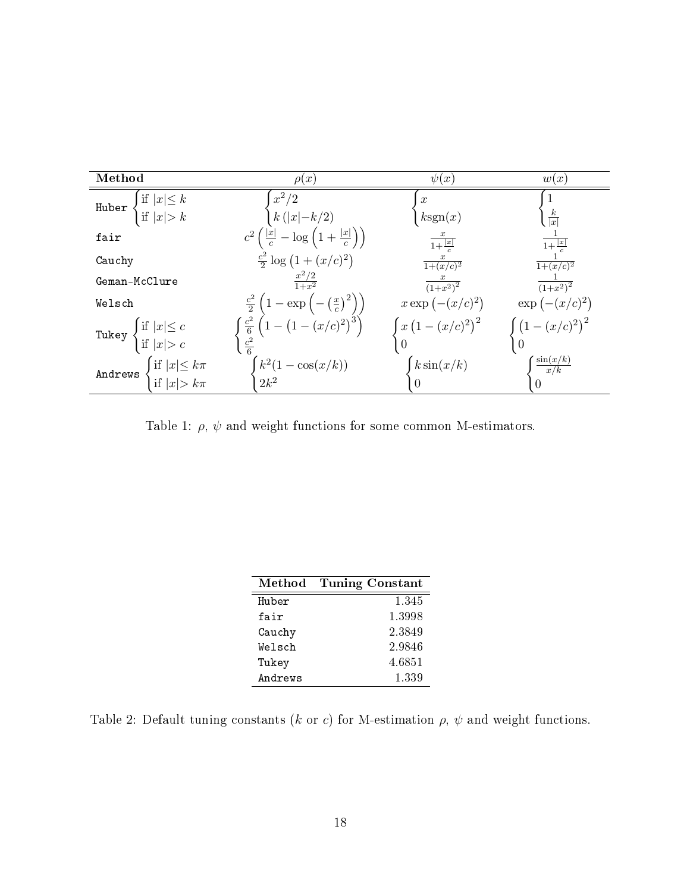| Method | $\rho(x)$ | $\psi(x)$ | $w(x)$ |
|---|---|---|---|
| Huber $\begin{cases} \text{if } \lvert x\rvert \leq k \\ \text{if } \lvert x\rvert > k \end{cases}$ | $\begin{cases} x^2/2 \\ k\left(\lvert x\rvert - k/2\right) \end{cases}$ | $\begin{cases} x \\ k\,\text{sgn}(x) \end{cases}$ | $\begin{cases} 1 \\ \frac{k}{\lvert x\rvert} \end{cases}$ |
| fair | $c^2\left(\frac{\lvert x\rvert}{c} - \log\left(1 + \frac{\lvert x\rvert}{c}\right)\right)$ | $\frac{x}{1+\frac{\lvert x\rvert}{c}}$ | $\frac{1}{1+\frac{\lvert x\rvert}{c}}$ |
| Cauchy | $\frac{c^2}{2}\log\left(1 + (x/c)^2\right)$ | $\frac{x}{1+(x/c)^2}$ | $\frac{1}{1+(x/c)^2}$ |
| Geman-McClure | $\frac{x^2/2}{1+x^2}$ | $\frac{x}{\left(1+x^2\right)^2}$ | $\frac{1}{\left(1+x^2\right)^2}$ |
| Welsch | $\frac{c^2}{2}\left(1 - \exp\left(-\left(\frac{x}{c}\right)^2\right)\right)$ | $x\exp\left(-(x/c)^2\right)$ | $\exp\left(-(x/c)^2\right)$ |
| Tukey $\begin{cases} \text{if } \lvert x\rvert \leq c \\ \text{if } \lvert x\rvert > c \end{cases}$ | $\begin{cases} \frac{c^2}{6}\left(1 - \left(1 - (x/c)^2\right)^3\right) \\ \frac{c^2}{6} \end{cases}$ | $\begin{cases} x\left(1 - (x/c)^2\right)^2 \\ 0 \end{cases}$ | $\begin{cases} \left(1 - (x/c)^2\right)^2 \\ 0 \end{cases}$ |
| Andrews $\begin{cases} \text{if } \lvert x\rvert \leq k\pi \\ \text{if } \lvert x\rvert > k\pi \end{cases}$ | $\begin{cases} k^2(1 - \cos(x/k)) \\ 2k^2 \end{cases}$ | $\begin{cases} k\sin(x/k) \\ 0 \end{cases}$ | $\begin{cases} \frac{\sin(x/k)}{x/k} \\ 0 \end{cases}$ |

Table 1: $\rho$, $\psi$ and weight functions for some common M-estimators.

| Method | Tuning Constant |
|---|---:|
| Huber | 1.345 |
| fair | 1.3998 |
| Cauchy | 2.3849 |
| Welsch | 2.9846 |
| Tukey | 4.6851 |
| Andrews | 1.339 |

Table 2: Default tuning constants ($k$ or $c$) for M-estimation $\rho$, $\psi$ and weight functions.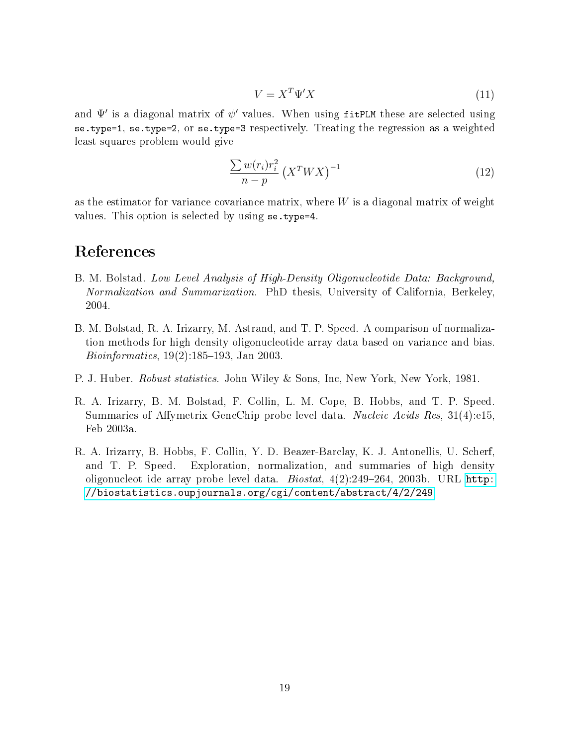$$V = X^T \Psi' X \tag{11}$$

and $\Psi'$ is a diagonal matrix of $\psi'$ values. When using `fitPLM` these are selected using `se.type=1`, `se.type=2`, or `se.type=3` respectively. Treating the regression as a weighted least squares problem would give

$$\frac{\sum w(r_i) r_i^2}{n - p} \left(X^T W X\right)^{-1} \tag{12}$$

as the estimator for variance covariance matrix, where $W$ is a diagonal matrix of weight values. This option is selected by using `se.type=4`.

# References

B. M. Bolstad. *Low Level Analysis of High-Density Oligonucleotide Data: Background, Normalization and Summarization*. PhD thesis, University of California, Berkeley, 2004.

B. M. Bolstad, R. A. Irizarry, M. Astrand, and T. P. Speed. A comparison of normalization methods for high density oligonucleotide array data based on variance and bias. *Bioinformatics*, 19(2):185–193, Jan 2003.

P. J. Huber. *Robust statistics*. John Wiley & Sons, Inc, New York, New York, 1981.

R. A. Irizarry, B. M. Bolstad, F. Collin, L. M. Cope, B. Hobbs, and T. P. Speed. Summaries of Affymetrix GeneChip probe level data. *Nucleic Acids Res*, 31(4):e15, Feb 2003a.

R. A. Irizarry, B. Hobbs, F. Collin, Y. D. Beazer-Barclay, K. J. Antonellis, U. Scherf, and T. P. Speed. Exploration, normalization, and summaries of high density oligonucleot ide array probe level data. *Biostat*, 4(2):249–264, 2003b. URL http://biostatistics.oupjournals.org/cgi/content/abstract/4/2/249.